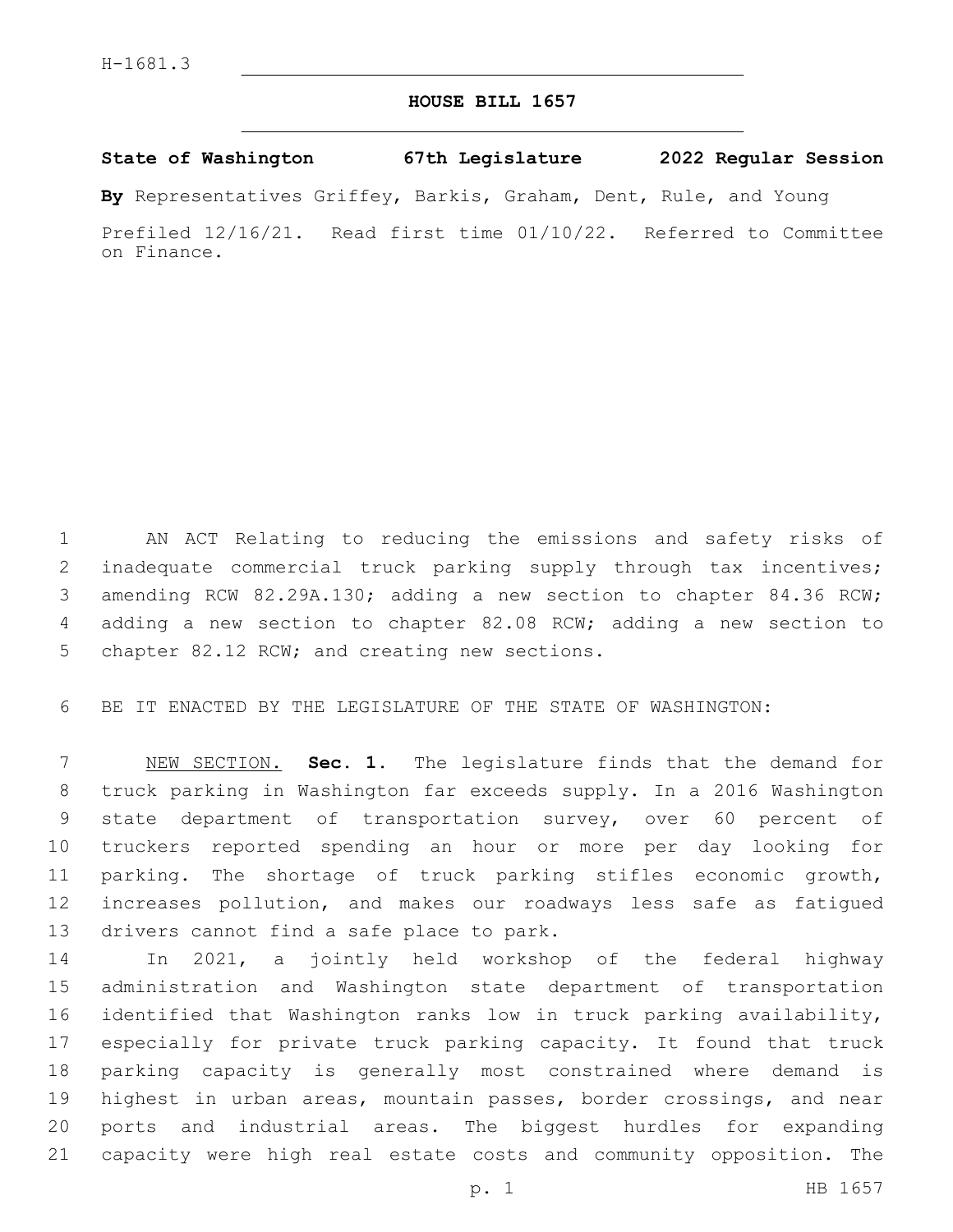H-1681.3

# HOUSE BILL 1657

**State of Washington 67th Legislature 2022 Regular Session**

**By** Representatives Griffey, Barkis, Graham, Dent, Rule, and Young

Prefiled 12/16/21. Read first time 01/10/22. Referred to Committee on Finance.

AN ACT Relating to reducing the emissions and safety risks of inadequate commercial truck parking supply through tax incentives; amending RCW 82.29A.130; adding a new section to chapter 84.36 RCW; adding a new section to chapter 82.08 RCW; adding a new section to chapter 82.12 RCW; and creating new sections.

BE IT ENACTED BY THE LEGISLATURE OF THE STATE OF WASHINGTON:

NEW SECTION. **Sec. 1.** The legislature finds that the demand for truck parking in Washington far exceeds supply. In a 2016 Washington state department of transportation survey, over 60 percent of truckers reported spending an hour or more per day looking for parking. The shortage of truck parking stifles economic growth, increases pollution, and makes our roadways less safe as fatigued drivers cannot find a safe place to park.

In 2021, a jointly held workshop of the federal highway administration and Washington state department of transportation identified that Washington ranks low in truck parking availability, especially for private truck parking capacity. It found that truck parking capacity is generally most constrained where demand is highest in urban areas, mountain passes, border crossings, and near ports and industrial areas. The biggest hurdles for expanding capacity were high real estate costs and community opposition. The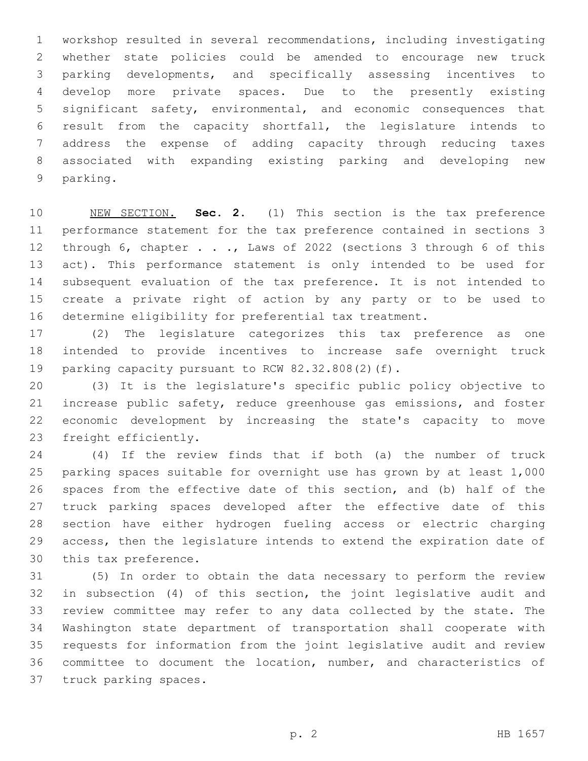workshop resulted in several recommendations, including investigating whether state policies could be amended to encourage new truck parking developments, and specifically assessing incentives to develop more private spaces. Due to the presently existing significant safety, environmental, and economic consequences that result from the capacity shortfall, the legislature intends to address the expense of adding capacity through reducing taxes associated with expanding existing parking and developing new parking.

NEW SECTION. **Sec. 2.** (1) This section is the tax preference performance statement for the tax preference contained in sections 3 through 6, chapter . . ., Laws of 2022 (sections 3 through 6 of this act). This performance statement is only intended to be used for subsequent evaluation of the tax preference. It is not intended to create a private right of action by any party or to be used to determine eligibility for preferential tax treatment.

(2) The legislature categorizes this tax preference as one intended to provide incentives to increase safe overnight truck parking capacity pursuant to RCW 82.32.808(2)(f).

(3) It is the legislature's specific public policy objective to increase public safety, reduce greenhouse gas emissions, and foster economic development by increasing the state's capacity to move freight efficiently.

(4) If the review finds that if both (a) the number of truck parking spaces suitable for overnight use has grown by at least 1,000 spaces from the effective date of this section, and (b) half of the truck parking spaces developed after the effective date of this section have either hydrogen fueling access or electric charging access, then the legislature intends to extend the expiration date of this tax preference.

(5) In order to obtain the data necessary to perform the review in subsection (4) of this section, the joint legislative audit and review committee may refer to any data collected by the state. The Washington state department of transportation shall cooperate with requests for information from the joint legislative audit and review committee to document the location, number, and characteristics of truck parking spaces.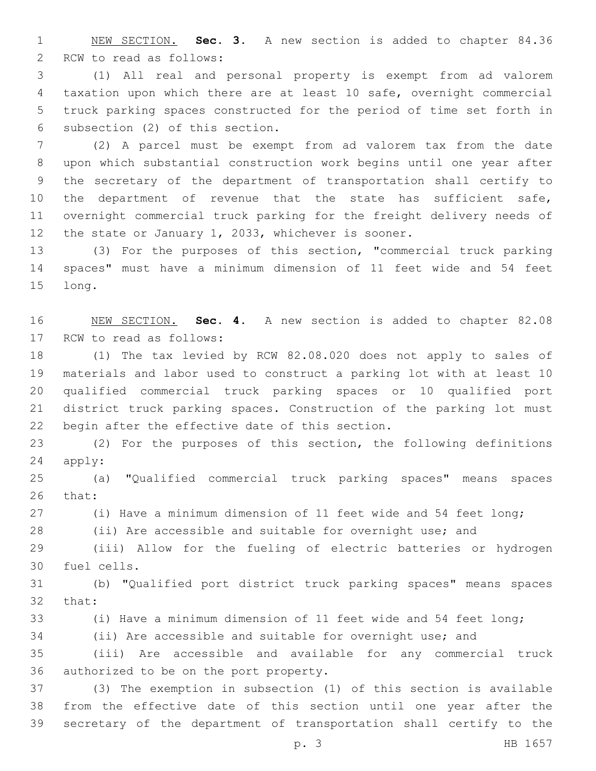NEW SECTION. **Sec. 3.** A new section is added to chapter 84.36 RCW to read as follows:

(1) All real and personal property is exempt from ad valorem taxation upon which there are at least 10 safe, overnight commercial truck parking spaces constructed for the period of time set forth in subsection (2) of this section.

(2) A parcel must be exempt from ad valorem tax from the date upon which substantial construction work begins until one year after the secretary of the department of transportation shall certify to the department of revenue that the state has sufficient safe, overnight commercial truck parking for the freight delivery needs of the state or January 1, 2033, whichever is sooner.

(3) For the purposes of this section, "commercial truck parking spaces" must have a minimum dimension of 11 feet wide and 54 feet long.

NEW SECTION. **Sec. 4.** A new section is added to chapter 82.08 RCW to read as follows:

(1) The tax levied by RCW 82.08.020 does not apply to sales of materials and labor used to construct a parking lot with at least 10 qualified commercial truck parking spaces or 10 qualified port district truck parking spaces. Construction of the parking lot must begin after the effective date of this section.

(2) For the purposes of this section, the following definitions apply:

(a) "Qualified commercial truck parking spaces" means spaces that:

(i) Have a minimum dimension of 11 feet wide and 54 feet long;

(ii) Are accessible and suitable for overnight use; and

(iii) Allow for the fueling of electric batteries or hydrogen fuel cells.

(b) "Qualified port district truck parking spaces" means spaces that:

(i) Have a minimum dimension of 11 feet wide and 54 feet long;

(ii) Are accessible and suitable for overnight use; and

(iii) Are accessible and available for any commercial truck authorized to be on the port property.

(3) The exemption in subsection (1) of this section is available from the effective date of this section until one year after the secretary of the department of transportation shall certify to the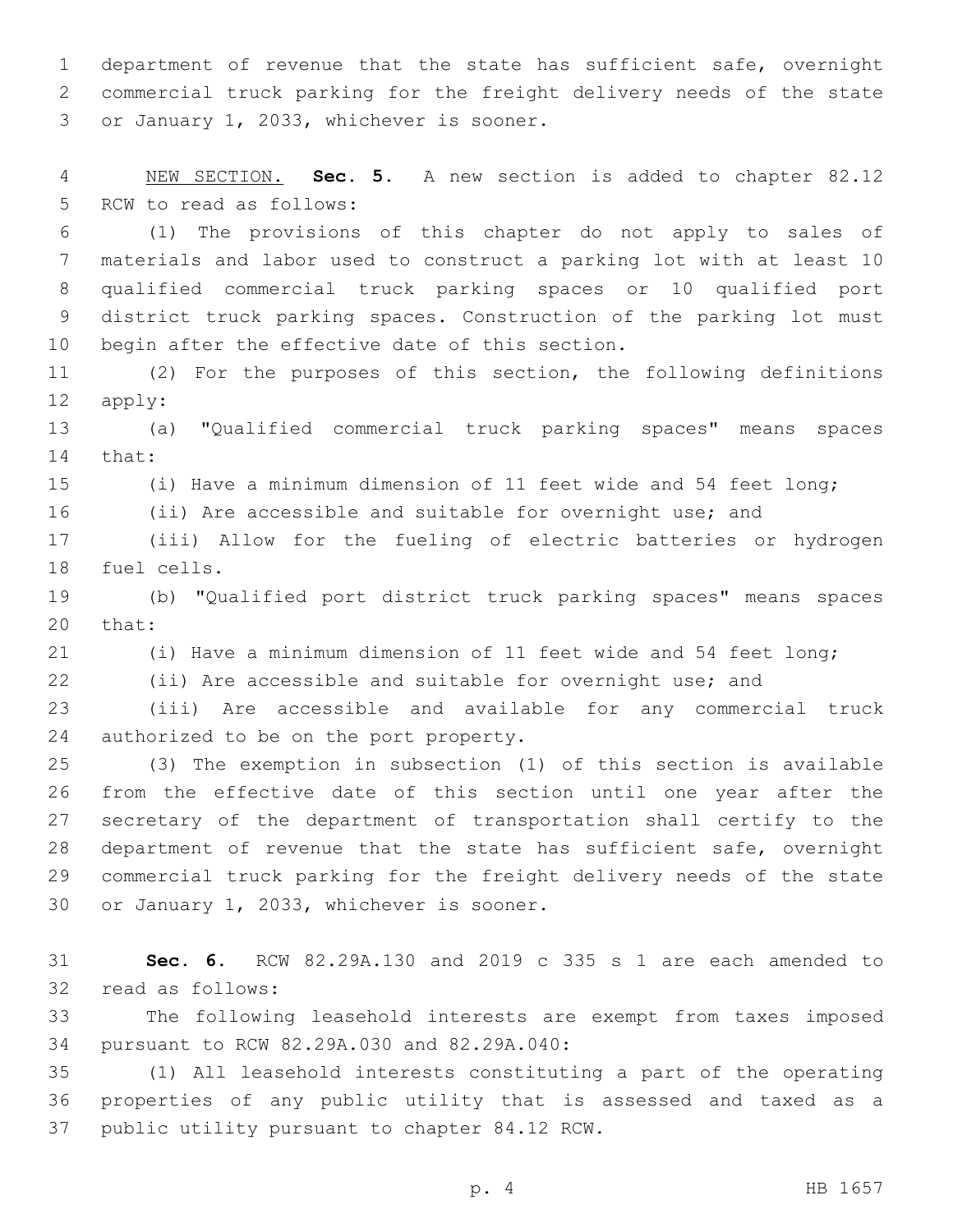department of revenue that the state has sufficient safe, overnight commercial truck parking for the freight delivery needs of the state or January 1, 2033, whichever is sooner.

NEW SECTION. **Sec. 5.** A new section is added to chapter 82.12 RCW to read as follows:

(1) The provisions of this chapter do not apply to sales of materials and labor used to construct a parking lot with at least 10 qualified commercial truck parking spaces or 10 qualified port district truck parking spaces. Construction of the parking lot must begin after the effective date of this section.

(2) For the purposes of this section, the following definitions apply:

(a) "Qualified commercial truck parking spaces" means spaces that:

(i) Have a minimum dimension of 11 feet wide and 54 feet long;

(ii) Are accessible and suitable for overnight use; and

(iii) Allow for the fueling of electric batteries or hydrogen fuel cells.

(b) "Qualified port district truck parking spaces" means spaces that:

(i) Have a minimum dimension of 11 feet wide and 54 feet long;

(ii) Are accessible and suitable for overnight use; and

(iii) Are accessible and available for any commercial truck authorized to be on the port property.

(3) The exemption in subsection (1) of this section is available from the effective date of this section until one year after the secretary of the department of transportation shall certify to the department of revenue that the state has sufficient safe, overnight commercial truck parking for the freight delivery needs of the state or January 1, 2033, whichever is sooner.

**Sec. 6.** RCW 82.29A.130 and 2019 c 335 s 1 are each amended to read as follows:

The following leasehold interests are exempt from taxes imposed pursuant to RCW 82.29A.030 and 82.29A.040:

(1) All leasehold interests constituting a part of the operating properties of any public utility that is assessed and taxed as a public utility pursuant to chapter 84.12 RCW.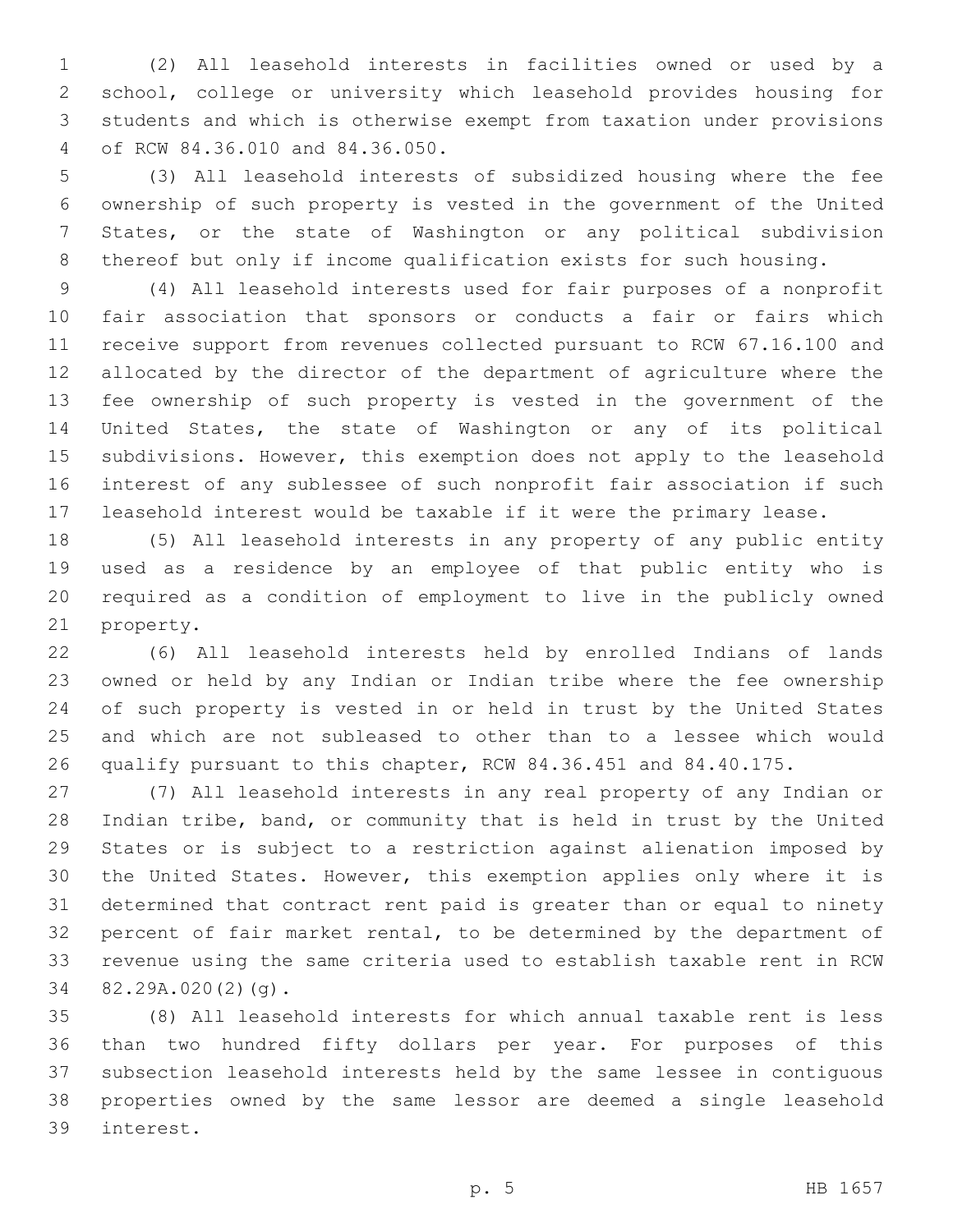(2) All leasehold interests in facilities owned or used by a school, college or university which leasehold provides housing for students and which is otherwise exempt from taxation under provisions of RCW 84.36.010 and 84.36.050.

(3) All leasehold interests of subsidized housing where the fee ownership of such property is vested in the government of the United States, or the state of Washington or any political subdivision thereof but only if income qualification exists for such housing.

(4) All leasehold interests used for fair purposes of a nonprofit fair association that sponsors or conducts a fair or fairs which receive support from revenues collected pursuant to RCW 67.16.100 and allocated by the director of the department of agriculture where the fee ownership of such property is vested in the government of the United States, the state of Washington or any of its political subdivisions. However, this exemption does not apply to the leasehold interest of any sublessee of such nonprofit fair association if such leasehold interest would be taxable if it were the primary lease.

(5) All leasehold interests in any property of any public entity used as a residence by an employee of that public entity who is required as a condition of employment to live in the publicly owned property.

(6) All leasehold interests held by enrolled Indians of lands owned or held by any Indian or Indian tribe where the fee ownership of such property is vested in or held in trust by the United States and which are not subleased to other than to a lessee which would qualify pursuant to this chapter, RCW 84.36.451 and 84.40.175.

(7) All leasehold interests in any real property of any Indian or Indian tribe, band, or community that is held in trust by the United States or is subject to a restriction against alienation imposed by the United States. However, this exemption applies only where it is determined that contract rent paid is greater than or equal to ninety percent of fair market rental, to be determined by the department of revenue using the same criteria used to establish taxable rent in RCW 82.29A.020(2)(g).

(8) All leasehold interests for which annual taxable rent is less than two hundred fifty dollars per year. For purposes of this subsection leasehold interests held by the same lessee in contiguous properties owned by the same lessor are deemed a single leasehold interest.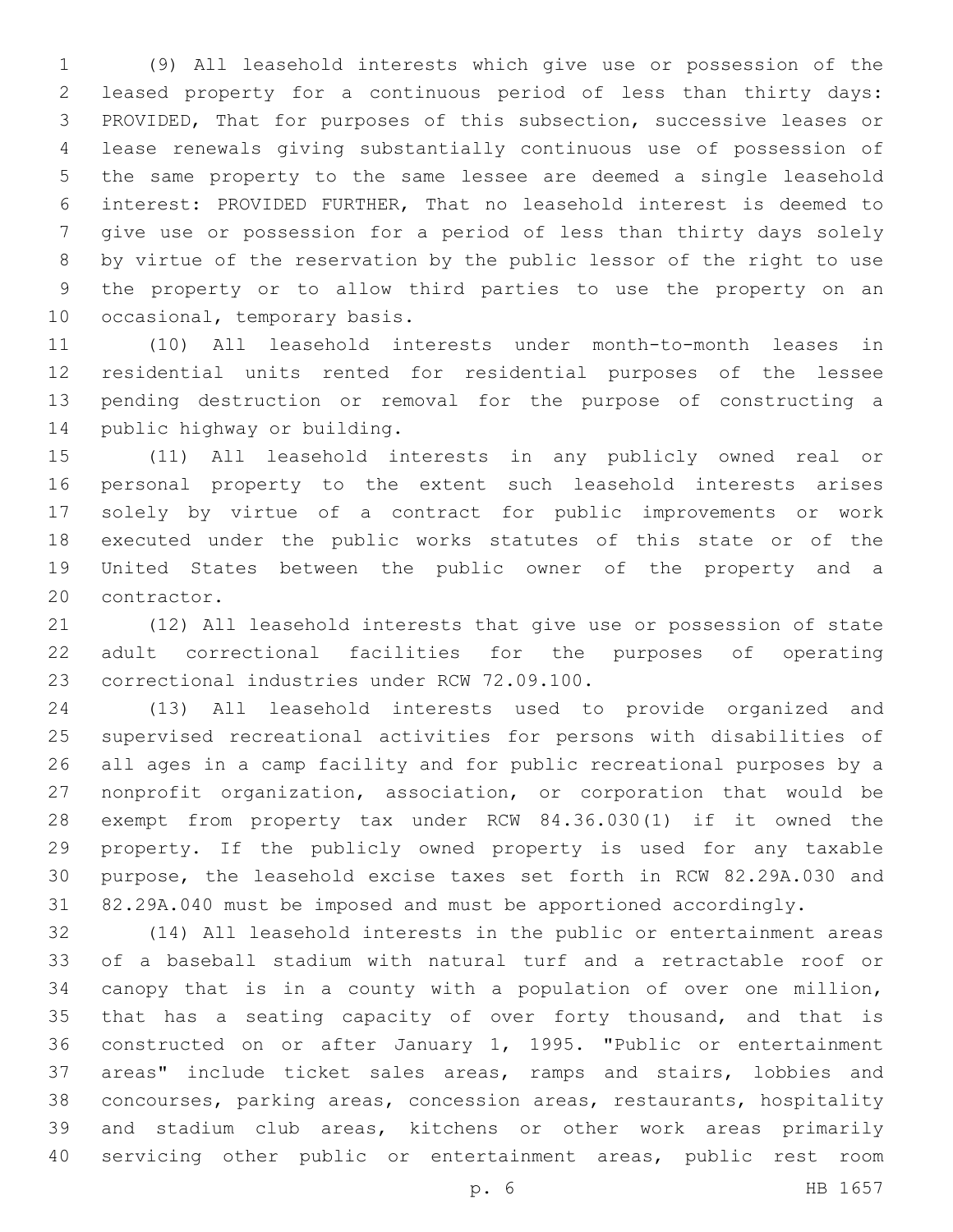(9) All leasehold interests which give use or possession of the leased property for a continuous period of less than thirty days: PROVIDED, That for purposes of this subsection, successive leases or lease renewals giving substantially continuous use of possession of the same property to the same lessee are deemed a single leasehold interest: PROVIDED FURTHER, That no leasehold interest is deemed to give use or possession for a period of less than thirty days solely by virtue of the reservation by the public lessor of the right to use the property or to allow third parties to use the property on an occasional, temporary basis.

(10) All leasehold interests under month-to-month leases in residential units rented for residential purposes of the lessee pending destruction or removal for the purpose of constructing a public highway or building.

(11) All leasehold interests in any publicly owned real or personal property to the extent such leasehold interests arises solely by virtue of a contract for public improvements or work executed under the public works statutes of this state or of the United States between the public owner of the property and a contractor.

(12) All leasehold interests that give use or possession of state adult correctional facilities for the purposes of operating correctional industries under RCW 72.09.100.

(13) All leasehold interests used to provide organized and supervised recreational activities for persons with disabilities of all ages in a camp facility and for public recreational purposes by a nonprofit organization, association, or corporation that would be exempt from property tax under RCW 84.36.030(1) if it owned the property. If the publicly owned property is used for any taxable purpose, the leasehold excise taxes set forth in RCW 82.29A.030 and 82.29A.040 must be imposed and must be apportioned accordingly.

(14) All leasehold interests in the public or entertainment areas of a baseball stadium with natural turf and a retractable roof or canopy that is in a county with a population of over one million, that has a seating capacity of over forty thousand, and that is constructed on or after January 1, 1995. "Public or entertainment areas" include ticket sales areas, ramps and stairs, lobbies and concourses, parking areas, concession areas, restaurants, hospitality and stadium club areas, kitchens or other work areas primarily servicing other public or entertainment areas, public rest room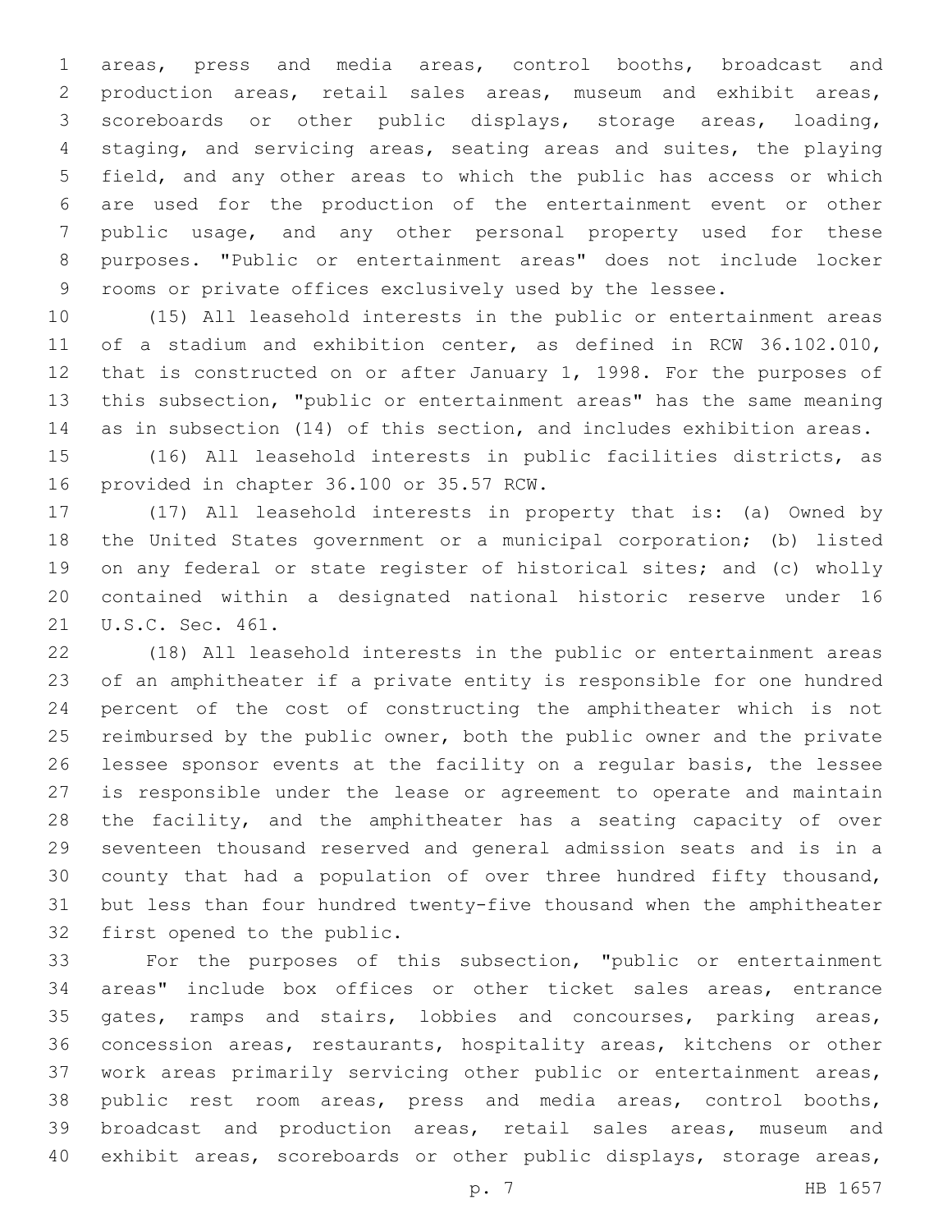areas, press and media areas, control booths, broadcast and production areas, retail sales areas, museum and exhibit areas, scoreboards or other public displays, storage areas, loading, staging, and servicing areas, seating areas and suites, the playing field, and any other areas to which the public has access or which are used for the production of the entertainment event or other public usage, and any other personal property used for these purposes. "Public or entertainment areas" does not include locker rooms or private offices exclusively used by the lessee.

(15) All leasehold interests in the public or entertainment areas of a stadium and exhibition center, as defined in RCW 36.102.010, that is constructed on or after January 1, 1998. For the purposes of this subsection, "public or entertainment areas" has the same meaning as in subsection (14) of this section, and includes exhibition areas.

(16) All leasehold interests in public facilities districts, as provided in chapter 36.100 or 35.57 RCW.

(17) All leasehold interests in property that is: (a) Owned by the United States government or a municipal corporation; (b) listed on any federal or state register of historical sites; and (c) wholly contained within a designated national historic reserve under 16 U.S.C. Sec. 461.

(18) All leasehold interests in the public or entertainment areas of an amphitheater if a private entity is responsible for one hundred percent of the cost of constructing the amphitheater which is not reimbursed by the public owner, both the public owner and the private lessee sponsor events at the facility on a regular basis, the lessee is responsible under the lease or agreement to operate and maintain the facility, and the amphitheater has a seating capacity of over seventeen thousand reserved and general admission seats and is in a county that had a population of over three hundred fifty thousand, but less than four hundred twenty-five thousand when the amphitheater first opened to the public.

For the purposes of this subsection, "public or entertainment areas" include box offices or other ticket sales areas, entrance gates, ramps and stairs, lobbies and concourses, parking areas, concession areas, restaurants, hospitality areas, kitchens or other work areas primarily servicing other public or entertainment areas, public rest room areas, press and media areas, control booths, broadcast and production areas, retail sales areas, museum and exhibit areas, scoreboards or other public displays, storage areas,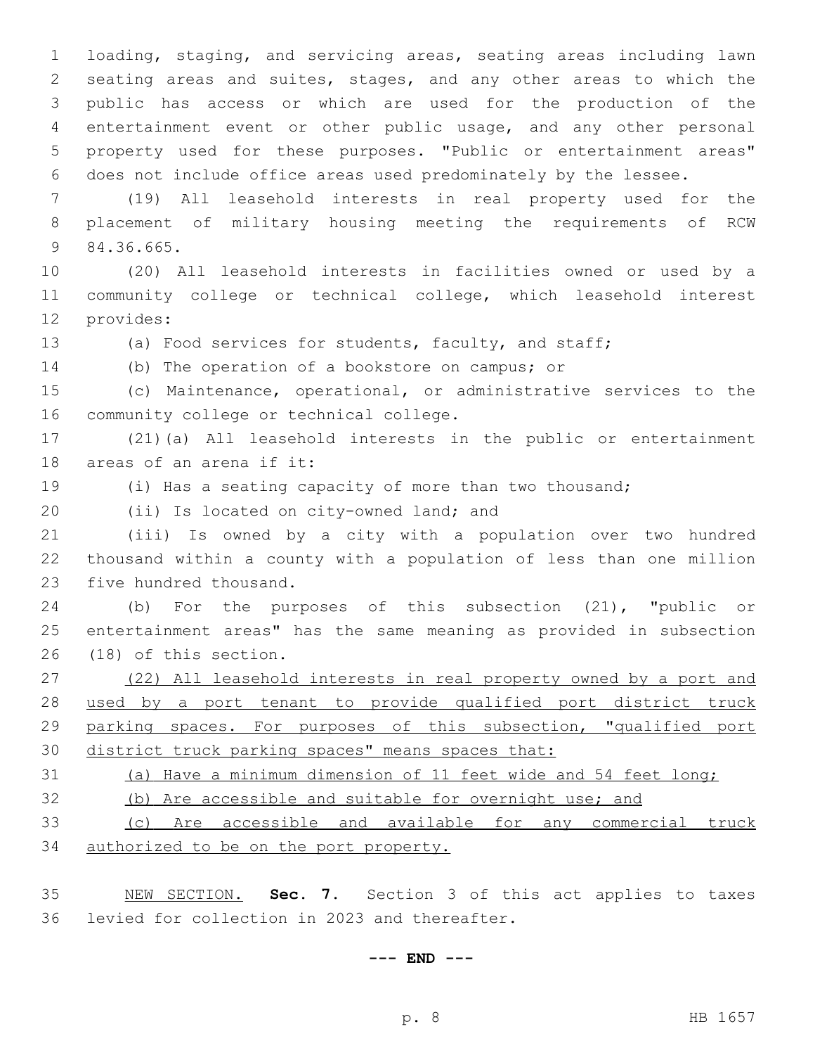loading, staging, and servicing areas, seating areas including lawn seating areas and suites, stages, and any other areas to which the public has access or which are used for the production of the entertainment event or other public usage, and any other personal property used for these purposes. "Public or entertainment areas" does not include office areas used predominately by the lessee.

(19) All leasehold interests in real property used for the placement of military housing meeting the requirements of RCW 84.36.665.

(20) All leasehold interests in facilities owned or used by a community college or technical college, which leasehold interest provides:

(a) Food services for students, faculty, and staff;

(b) The operation of a bookstore on campus; or

(c) Maintenance, operational, or administrative services to the community college or technical college.

(21)(a) All leasehold interests in the public or entertainment areas of an arena if it:

(i) Has a seating capacity of more than two thousand;

(ii) Is located on city-owned land; and

(iii) Is owned by a city with a population over two hundred thousand within a county with a population of less than one million five hundred thousand.

(b) For the purposes of this subsection (21), "public or entertainment areas" has the same meaning as provided in subsection (18) of this section.

(22) All leasehold interests in real property owned by a port and used by a port tenant to provide qualified port district truck parking spaces. For purposes of this subsection, "qualified port district truck parking spaces" means spaces that:

(a) Have a minimum dimension of 11 feet wide and 54 feet long;

(b) Are accessible and suitable for overnight use; and

(c) Are accessible and available for any commercial truck authorized to be on the port property.

NEW SECTION. **Sec. 7.** Section 3 of this act applies to taxes levied for collection in 2023 and thereafter.

**--- END ---**